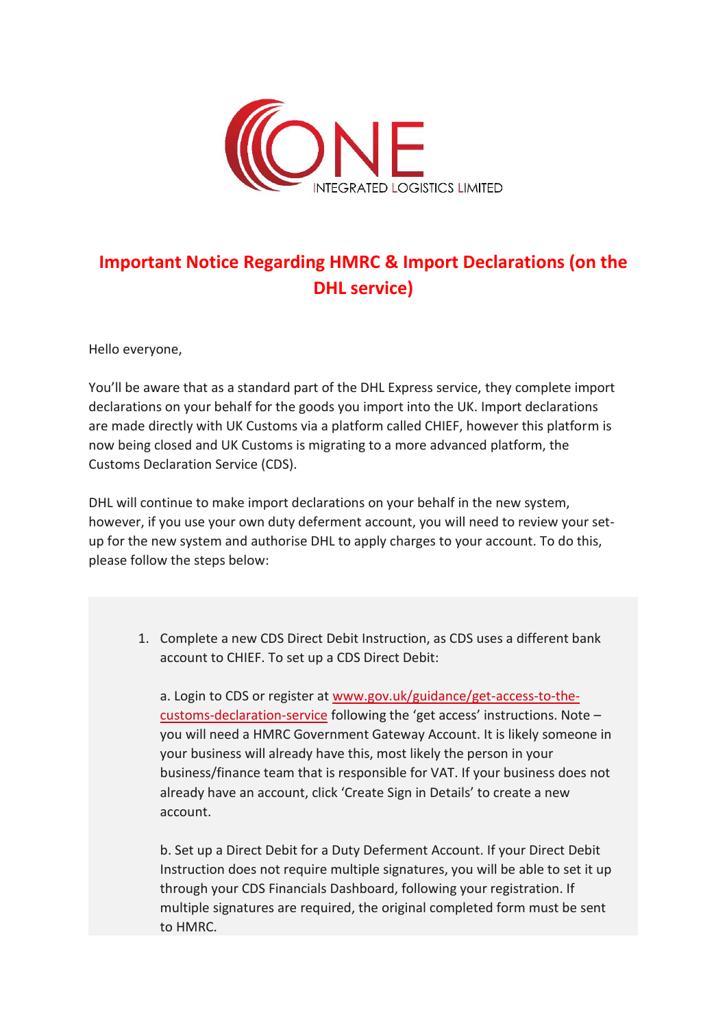ONE INTEGRATED LOGISTICS LIMITED

# Important Notice Regarding HMRC & Import Declarations (on the DHL service)

Hello everyone,

You'll be aware that as a standard part of the DHL Express service, they complete import declarations on your behalf for the goods you import into the UK. Import declarations are made directly with UK Customs via a platform called CHIEF, however this platform is now being closed and UK Customs is migrating to a more advanced platform, the Customs Declaration Service (CDS).

DHL will continue to make import declarations on your behalf in the new system, however, if you use your own duty deferment account, you will need to review your set-up for the new system and authorise DHL to apply charges to your account. To do this, please follow the steps below:

1. Complete a new CDS Direct Debit Instruction, as CDS uses a different bank account to CHIEF. To set up a CDS Direct Debit:

   a. Login to CDS or register at [www.gov.uk/guidance/get-access-to-the-customs-declaration-service](www.gov.uk/guidance/get-access-to-the-customs-declaration-service) following the 'get access' instructions. Note – you will need a HMRC Government Gateway Account. It is likely someone in your business will already have this, most likely the person in your business/finance team that is responsible for VAT. If your business does not already have an account, click 'Create Sign in Details' to create a new account.

   b. Set up a Direct Debit for a Duty Deferment Account. If your Direct Debit Instruction does not require multiple signatures, you will be able to set it up through your CDS Financials Dashboard, following your registration. If multiple signatures are required, the original completed form must be sent to HMRC.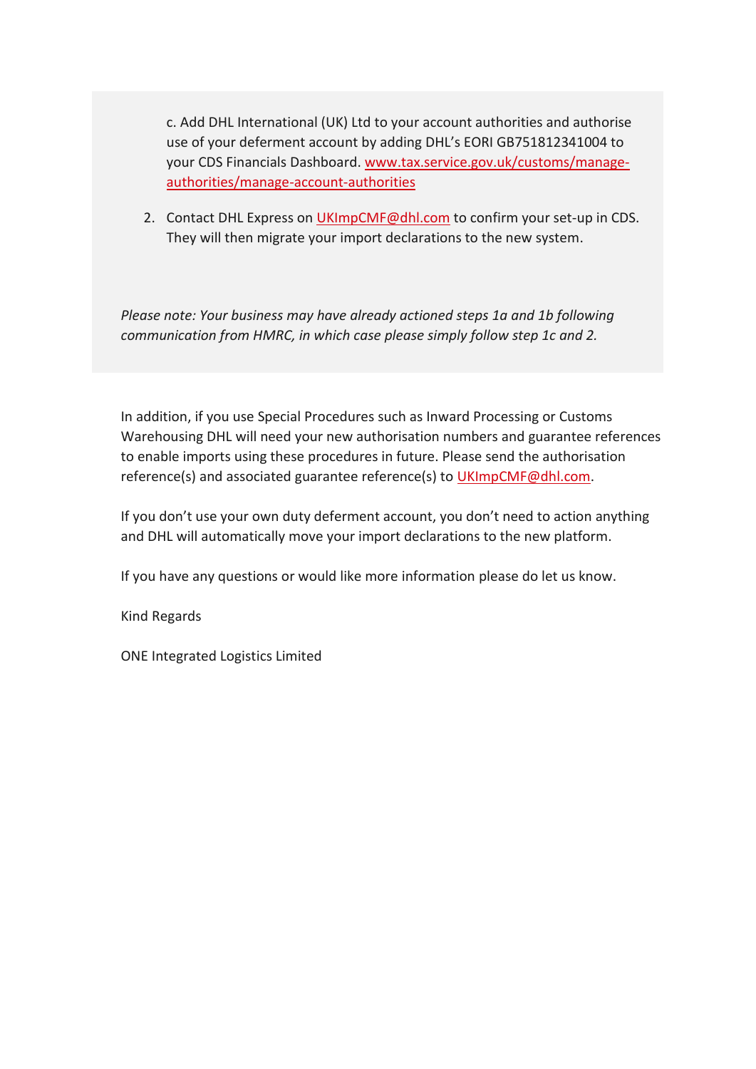c. Add DHL International (UK) Ltd to your account authorities and authorise use of your deferment account by adding DHL's EORI GB751812341004 to your CDS Financials Dashboard. [www.tax.service.gov.uk/customs/manage-authorities/manage-account-authorities](http://www.tax.service.gov.uk/customs/manage-authorities/manage-account-authorities)

2. Contact DHL Express on [UKImpCMF@dhl.com](mailto:UKImpCMF@dhl.com) to confirm your set-up in CDS. They will then migrate your import declarations to the new system.

*Please note: Your business may have already actioned steps 1a and 1b following communication from HMRC, in which case please simply follow step 1c and 2.*

In addition, if you use Special Procedures such as Inward Processing or Customs Warehousing DHL will need your new authorisation numbers and guarantee references to enable imports using these procedures in future. Please send the authorisation reference(s) and associated guarantee reference(s) to [UKImpCMF@dhl.com](mailto:UKImpCMF@dhl.com).

If you don't use your own duty deferment account, you don't need to action anything and DHL will automatically move your import declarations to the new platform.

If you have any questions or would like more information please do let us know.

Kind Regards

ONE Integrated Logistics Limited